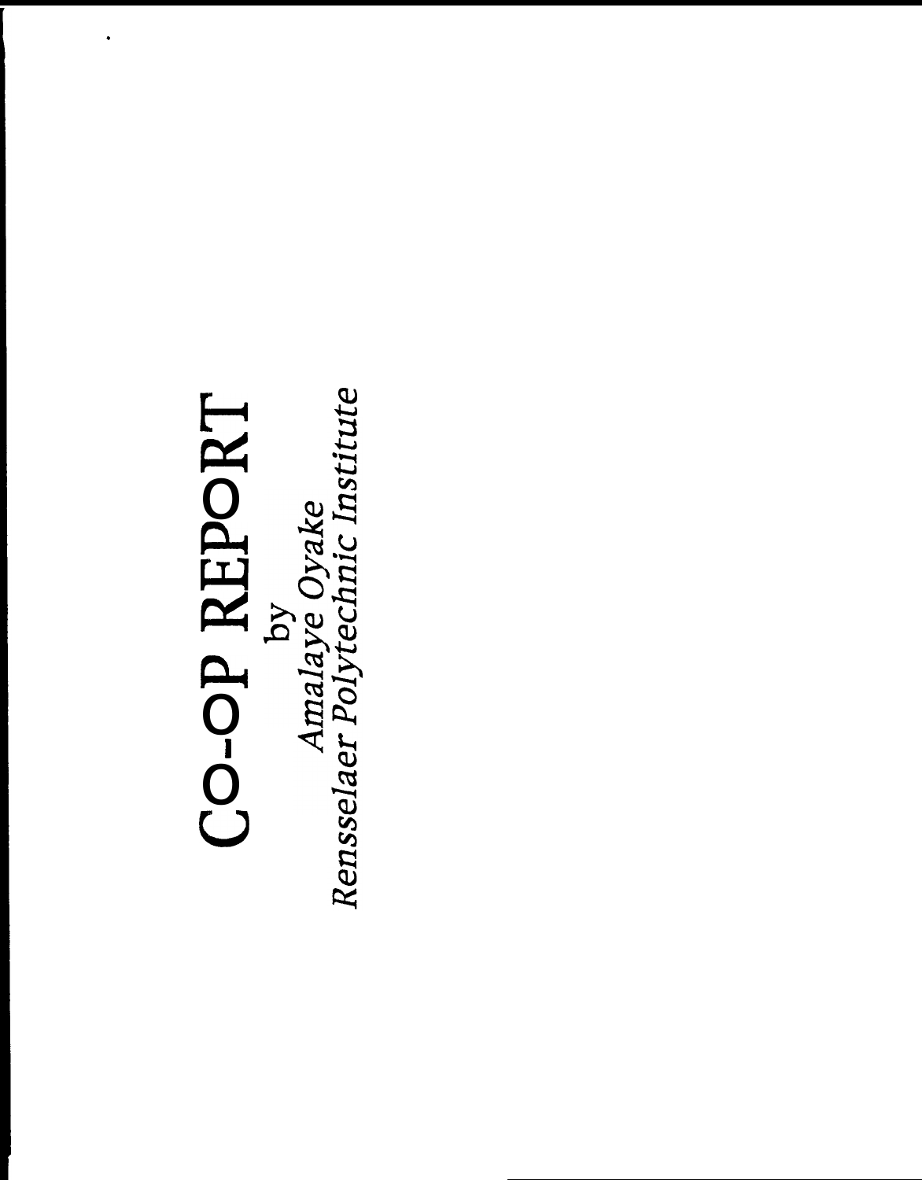# CO-OP REPORT

by

*Amalaye Oyake*

*Rensselaer Polytechnic Institute*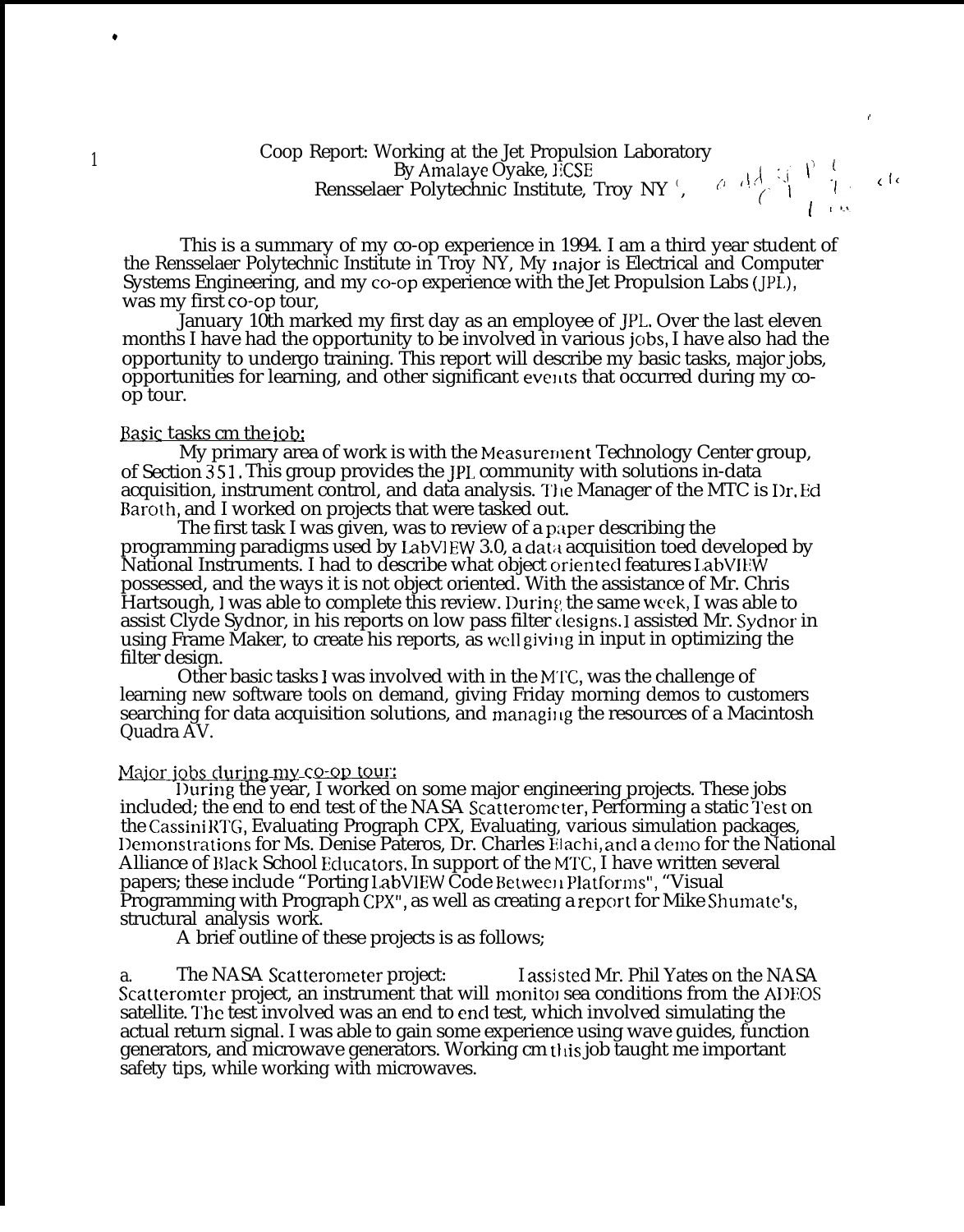Coop Report: Working at the Jet Propulsion Laboratory
By Amalaye Oyake, ECSE
Rensselaer Polytechnic Institute, Troy NY

This is a summary of my co-op experience in 1994. I am a third year student of the Rensselaer Polytechnic Institute in Troy NY, My major is Electrical and Computer Systems Engineering, and my co-op experience with the Jet Propulsion Labs (JPL), was my first co-op tour,

January 10th marked my first day as an employee of JPL. Over the last eleven months I have had the opportunity to be involved in various jobs, I have also had the opportunity to undergo training. This report will describe my basic tasks, major jobs, opportunities for learning, and other significant events that occurred during my co-op tour.

## Basic tasks cm the job:

My primary area of work is with the Measurement Technology Center group, of Section 351. This group provides the JPL community with solutions in-data acquisition, instrument control, and data analysis. The Manager of the MTC is Dr. Ed Baroth, and I worked on projects that were tasked out.

The first task I was given, was to review of a paper describing the programming paradigms used by LabVIEW 3.0, a data acquisition toed developed by National Instruments. I had to describe what object oriented features LabVIEW possessed, and the ways it is not object oriented. With the assistance of Mr. Chris Hartsough, I was able to complete this review. During the same week, I was able to assist Clyde Sydnor, in his reports on low pass filter designs. I assisted Mr. Sydnor in using Frame Maker, to create his reports, as well giving in input in optimizing the filter design.

Other basic tasks I was involved with in the MTC, was the challenge of learning new software tools on demand, giving Friday morning demos to customers searching for data acquisition solutions, and managing the resources of a Macintosh Quadra AV.

## Major jobs during my co-op tour:

During the year, I worked on some major engineering projects. These jobs included; the end to end test of the NASA Scatterometer, Performing a static Test on the Cassini RTG, Evaluating Prograph CPX, Evaluating, various simulation packages, Demonstrations for Ms. Denise Pateros, Dr. Charles Elachi, and a demo for the National Alliance of Black School Educators. In support of the MTC, I have written several papers; these include "Porting LabVIEW Code Between Platforms", "Visual Programming with Prograph CPX", as well as creating a report for Mike Shumate's, structural analysis work.

A brief outline of these projects is as follows;

a. The NASA Scatterometer project: I assisted Mr. Phil Yates on the NASA Scatteromter project, an instrument that will monitor sea conditions from the ADEOS satellite. The test involved was an end to end test, which involved simulating the actual return signal. I was able to gain some experience using wave guides, function generators, and microwave generators. Working cm this job taught me important safety tips, while working with microwaves.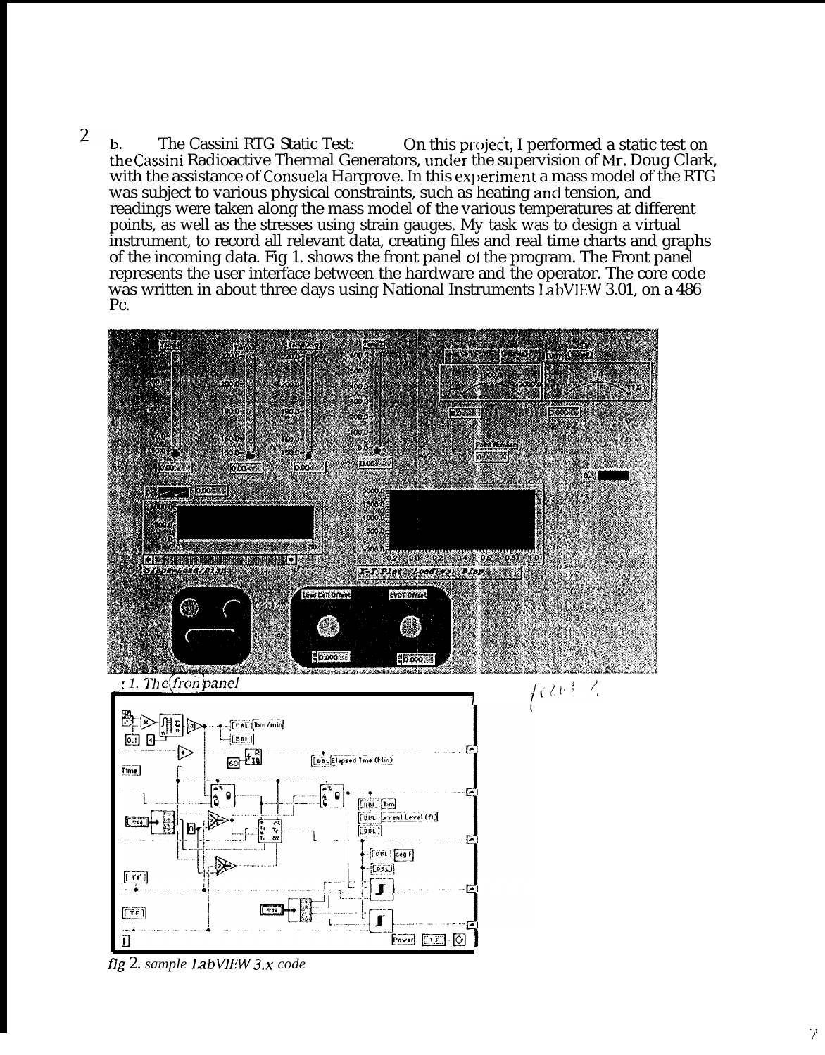b. The Cassini RTG Static Test: On this project, I performed a static test on the Cassini Radioactive Thermal Generators, under the supervision of Mr. Doug Clark, with the assistance of Consuela Hargrove. In this experiment a mass model of the RTG was subject to various physical constraints, such as heating and tension, and readings were taken along the mass model of the various temperatures at different points, as well as the stresses using strain gauges. My task was to design a virtual instrument, to record all relevant data, creating files and real time charts and graphs of the incoming data. Fig 1. shows the front panel of the program. The Front panel represents the user interface between the hardware and the operator. The core code was written in about three days using National Instruments LabVIEW 3.01, on a 486 Pc.

*Fig 1. The front panel*

*fig 2. sample LabVIEW 3.x code*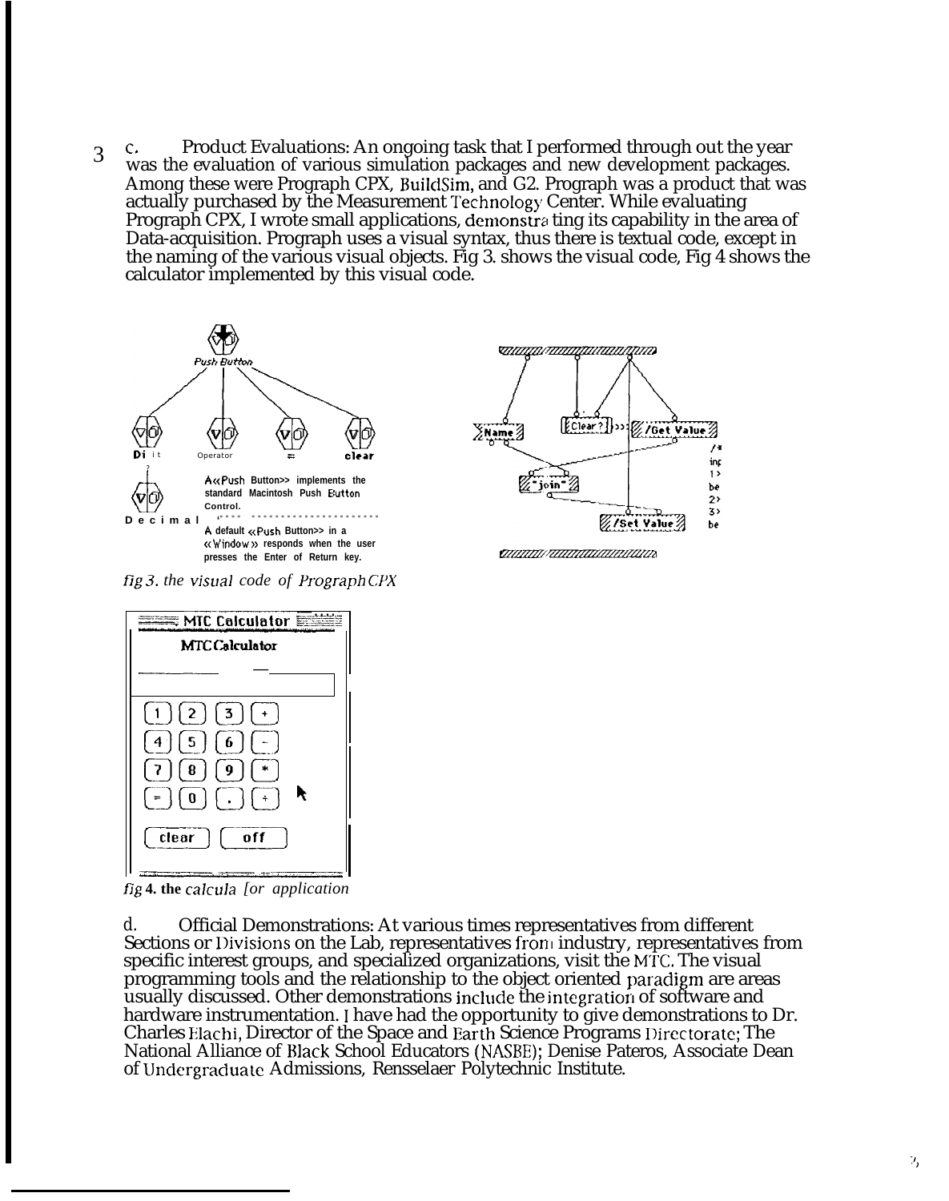c. Product Evaluations: An ongoing task that I performed through out the year was the evaluation of various simulation packages and new development packages. Among these were Prograph CPX, BuildSim, and G2. Prograph was a product that was actually purchased by the Measurement Technology Center. While evaluating Prograph CPX, I wrote small applications, demonstrating its capability in the area of Data-acquisition. Prograph uses a visual syntax, thus there is textual code, except in the naming of the various visual objects. Fig 3. shows the visual code, Fig 4 shows the calculator implemented by this visual code.

*fig 3. the visual code of Prograph CPX*

*fig 4. the calculator application*

d. Official Demonstrations: At various times representatives from different Sections or Divisions on the Lab, representatives from industry, representatives from specific interest groups, and specialized organizations, visit the MTC. The visual programming tools and the relationship to the object oriented paradigm are areas usually discussed. Other demonstrations include the integration of software and hardware instrumentation. I have had the opportunity to give demonstrations to Dr. Charles Elachi, Director of the Space and Earth Science Programs Directorate; The National Alliance of Black School Educators (NASBE); Denise Pateros, Associate Dean of Undergraduate Admissions, Rensselaer Polytechnic Institute.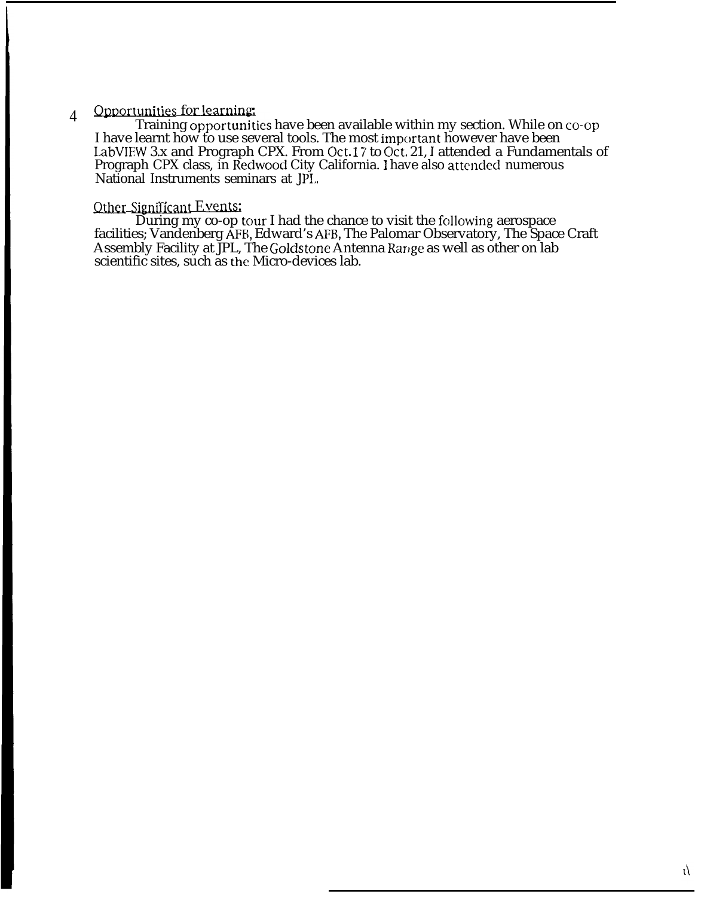4 Opportunities for learning:

Training opportunities have been available within my section. While on co-op I have learnt how to use several tools. The most important however have been LabVIEW 3.x and Prograph CPX. From Oct.17 to Oct. 21, I attended a Fundamentals of Prograph CPX class, in Redwood City California. I have also attended numerous National Instruments seminars at JPL.

Other Significant Events:

During my co-op tour I had the chance to visit the following aerospace facilities; Vandenberg AFB, Edward's AFB, The Palomar Observatory, The Space Craft Assembly Facility at JPL, The Goldstone Antenna Range as well as other on lab scientific sites, such as the Micro-devices lab.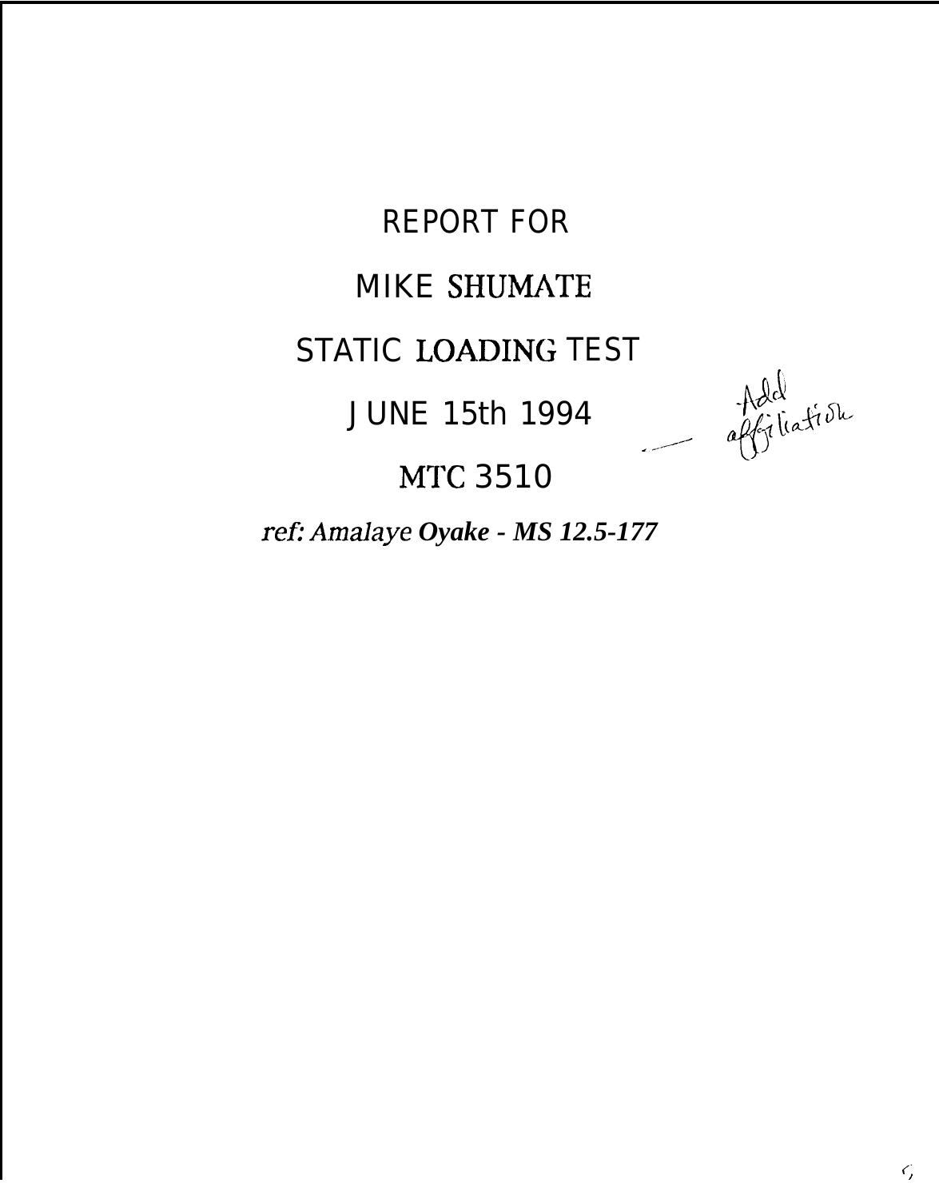# REPORT FOR

# MIKE SHUMATE

# STATIC LOADING TEST

# JUNE 15th 1994

# MTC 3510

***ref: Amalaye Oyake - MS 12.5-177***

Add affiliation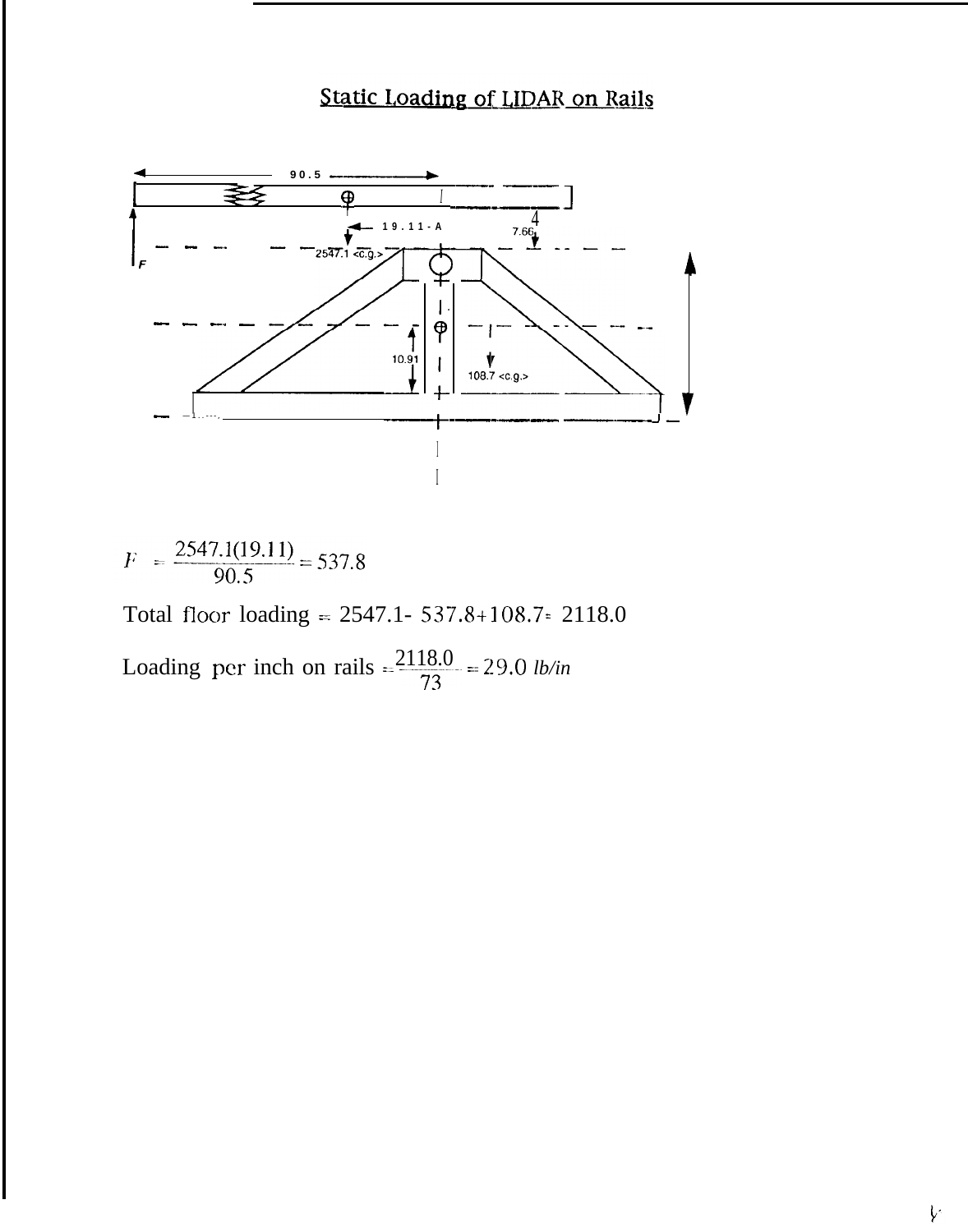## Static Loading of LIDAR on Rails

90.5

19.11-A

7.66

2547.1 <c.g.>

F

10.91

108.7 <c.g.>

$$F = \frac{2547.1(19.11)}{90.5} = 537.8$$

Total floor loading = 2547.1- 537.8+108.7= 2118.0

Loading per inch on rails $= \frac{2118.0}{73} = 29.0$ *lb/in*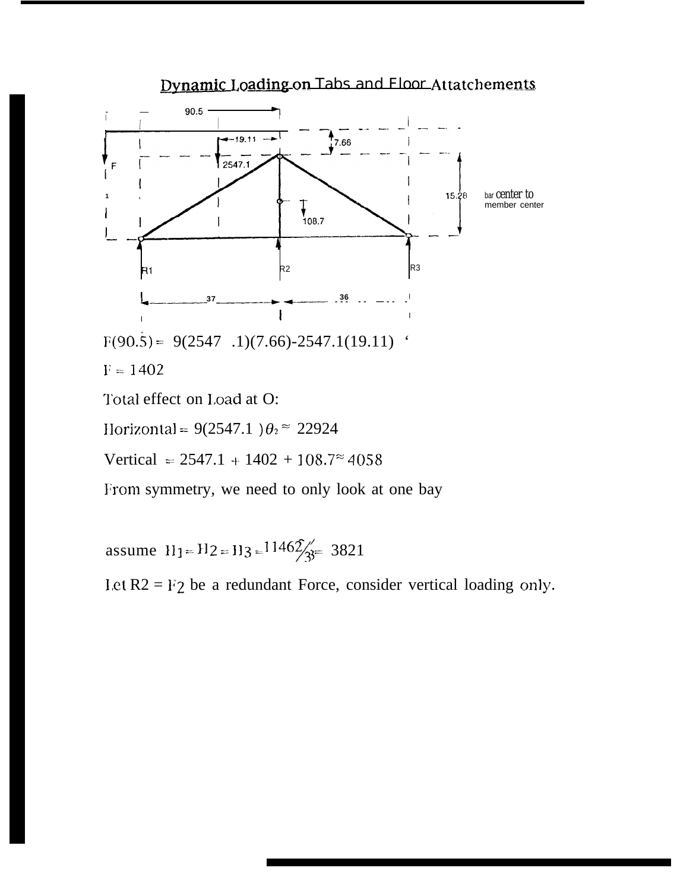## Dynamic Loading on Tabs and Floor Attatchements

$F(90.5) = 9(2547.1)(7.66) - 2547.1(19.11)$

$F = 1402$

Total effect on Load at O:

Horizontal $= 9(2547.1)\,\theta_2 \approx 22924$

Vertical $= 2547.1 + 1402 + 108.7 \approx 4058$

From symmetry, we need to only look at one bay

assume $H_1 = H_2 = H_3 = 11462/3 = 3821$

Let $R2 = F_2$ be a redundant Force, consider vertical loading only.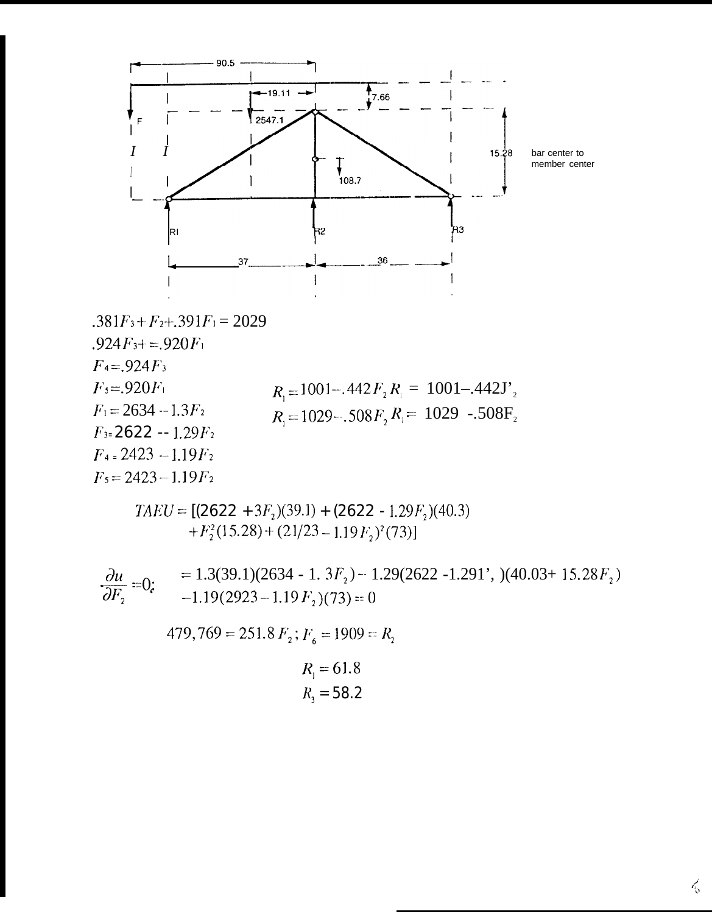$.381F_3 + F_2 + .391F_1 = 2029$

$.924F_3 + = .920F_1$

$F_4 = .924F_3$

$F_5 = .920F_1$

$F_1 = 2634 - 1.3F_2$

$F_3 = 2622 - 1.29F_2$

$F_4 = 2423 - 1.19F_2$

$F_5 = 2423 - 1.19F_2$

$R_1 = 1001 - .442F_2 \; R_1 = 1001 - .442J'_2$

$R_1 = 1029 - .508F_2 \; R_1 = 1029 - .508F_2$

$$TAEU = [(2622 + 3F_2)(39.1) + (2622 - 1.29F_2)(40.3) + F_2^2(15.28) + (21/23 - 1.19F_2)^2(73)]$$

$$\frac{\partial u}{\partial F_2} = 0; \quad = 1.3(39.1)(2634 - 1.3F_2) - 1.29(2622 - 1.291', )(40.03 + 15.28F_2) - 1.19(2923 - 1.19F_2)(73) = 0$$

$$479{,}769 = 251.8F_2; \; F_6 = 1909 = R_2$$

$$R_1 = 61.8$$

$$R_3 = 58.2$$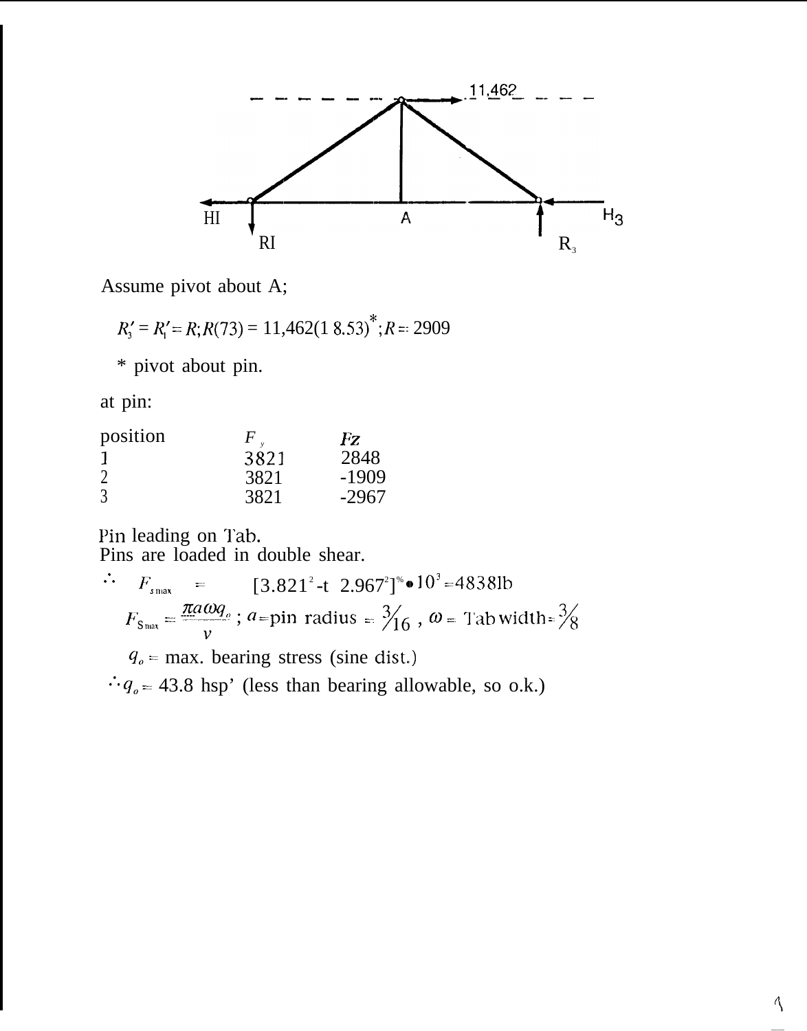11,462

HI A $H_3$

RI $R_3$

Assume pivot about A;

$R_3' = R_1' = R; R(73) = 11{,}462(18.53)^*; R = 2909$

\* pivot about pin.

at pin:

| position | $F_y$ | $F_z$ |
|---|---|---|
| 1 | 3821 | 2848 |
| 2 | 3821 | -1909 |
| 3 | 3821 | -2967 |

Pin leading on Tab.
Pins are loaded in double shear.

$\therefore \quad F_{s\,max} = [3.821^2 + 2.967^2]^{1/2} \bullet 10^3 = 4838\text{lb}$

$F_{S\,max} = \dfrac{\pi a \omega q_o}{v}$ ; $a$ = pin radius = $3/16$ , $\omega$ = Tab width = $3/8$

$q_o$ = max. bearing stress (sine dist.)

$\therefore q_o$ = 43.8 hsp' (less than bearing allowable, so o.k.)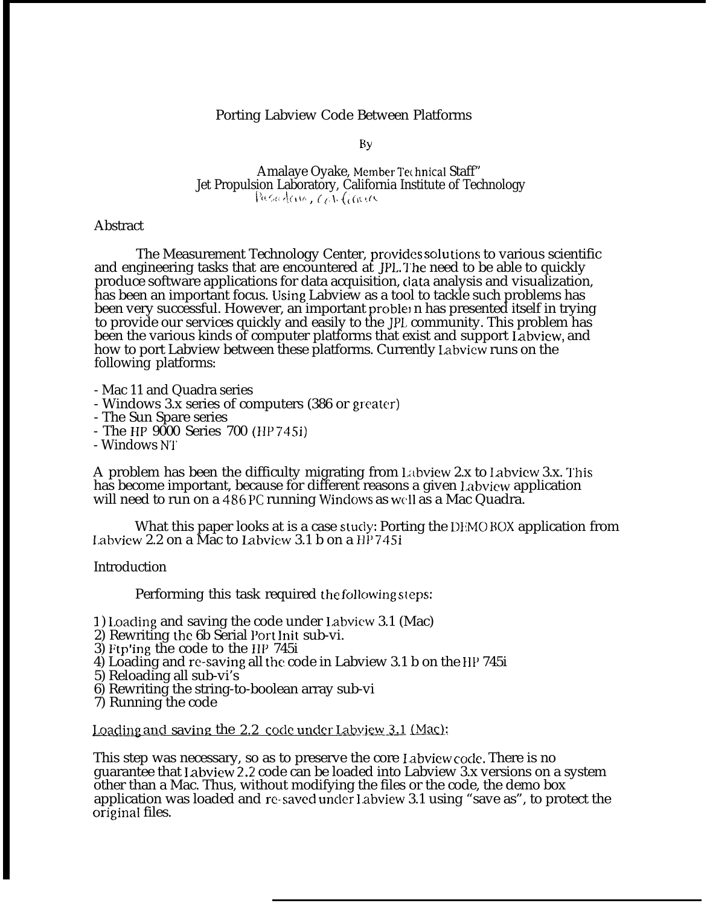# Porting Labview Code Between Platforms

By

Amalaye Oyake, Member Technical Staff"
Jet Propulsion Laboratory, California Institute of Technology
Pasadena, California

## Abstract

The Measurement Technology Center, provides solutions to various scientific and engineering tasks that are encountered at JPL. The need to be able to quickly produce software applications for data acquisition, data analysis and visualization, has been an important focus. Using Labview as a tool to tackle such problems has been very successful. However, an important problem has presented itself in trying to provide our services quickly and easily to the JPL community. This problem has been the various kinds of computer platforms that exist and support Labview, and how to port Labview between these platforms. Currently Labview runs on the following platforms:

- Mac 11 and Quadra series
- Windows 3.x series of computers (386 or greater)
- The Sun Spare series
- The HP 9000 Series 700 (HP 745i)
- Windows NT

A problem has been the difficulty migrating from Labview 2.x to Labview 3.x. This has become important, because for different reasons a given Labview application will need to run on a 486 PC running Windows as well as a Mac Quadra.

What this paper looks at is a case study: Porting the DEMO BOX application from Labview 2.2 on a Mac to Labview 3.1 b on a HP 745i

## Introduction

Performing this task required the following steps:

1) Loading and saving the code under Labview 3.1 (Mac)
2) Rewriting the 6b Serial Port Init sub-vi.
3) Ftp'ing the code to the HP 745i
4) Loading and re-saving all the code in Labview 3.1 b on the HP 745i
5) Reloading all sub-vi's
6) Rewriting the string-to-boolean array sub-vi
7) Running the code

### Loading and saving the 2.2 code under Labview 3.1 (Mac):

This step was necessary, so as to preserve the core Labview code. There is no guarantee that Labview 2.2 code can be loaded into Labview 3.x versions on a system other than a Mac. Thus, without modifying the files or the code, the demo box application was loaded and re-saved under Labview 3.1 using "save as", to protect the original files.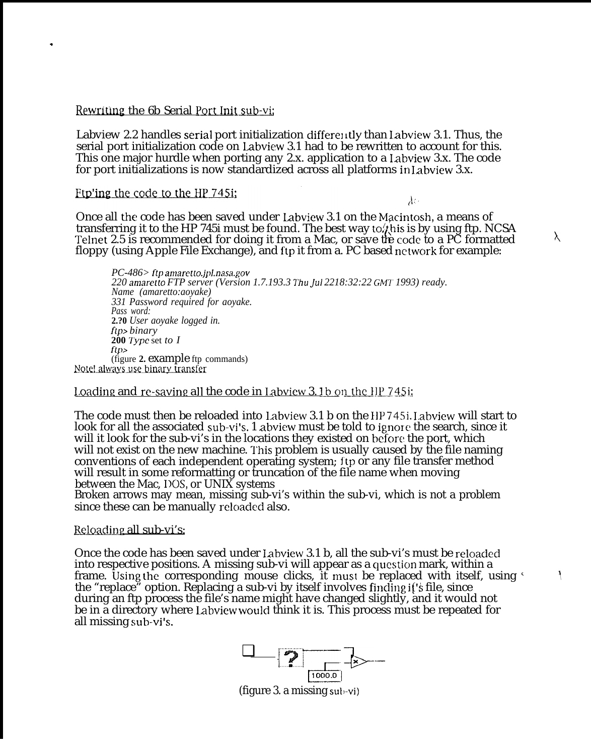## Rewriting the 6b Serial Port Init sub-vi:

Labview 2.2 handles serial port initialization differently than Labview 3.1. Thus, the serial port initialization code on Labview 3.1 had to be rewritten to account for this. This one major hurdle when porting any 2.x. application to a Labview 3.x. The code for port initializations is now standardized across all platforms in Labview 3.x.

## Ftp'ing the code to the HP 745i:

Once all the code has been saved under Labview 3.1 on the Macintosh, a means of transferring it to the HP 745i must be found. The best way to do this is by using ftp. NCSA Telnet 2.5 is recommended for doing it from a Mac, or save the code to a PC formatted floppy (using Apple File Exchange), and ftp it from a. PC based network for example:

```
PC-486> ftp amaretto.jpl.nasa.gov
220 amaretto FTP server (Version 1.7.193.3 Thu Jul 22 18:32:22 GMT 1993) ready.
Name (amaretto:aoyake)
331 Password required for aoyake.
Pass word:
2.?0 User aoyake logged in.
ftp> binary
200 Type set to I
ftp>
```

(figure 2. example ftp commands)

Note! always use binary transfer

## Loading and re-saving all the code in Labview 3.1b on the HP 745i:

The code must then be reloaded into Labview 3.1 b on the HP 745i. Labview will start to look for all the associated sub-vi's. Labview must be told to ignore the search, since it will it look for the sub-vi's in the locations they existed on before the port, which will not exist on the new machine. This problem is usually caused by the file naming conventions of each independent operating system; ftp or any file transfer method will result in some reformatting or truncation of the file name when moving between the Mac, DOS, or UNIX systems

Broken arrows may mean, missing sub-vi's within the sub-vi, which is not a problem since these can be manually reloaded also.

## Reloading all sub-vi's:

Once the code has been saved under Labview 3.1 b, all the sub-vi's must be reloaded into respective positions. A missing sub-vi will appear as a question mark, within a frame. Using the corresponding mouse clicks, it must be replaced with itself, using the "replace" option. Replacing a sub-vi by itself involves finding it's file, since during an ftp process the file's name might have changed slightly, and it would not be in a directory where Labview would think it is. This process must be repeated for all missing sub-vi's.

1000.0

(figure 3. a missing sub-vi)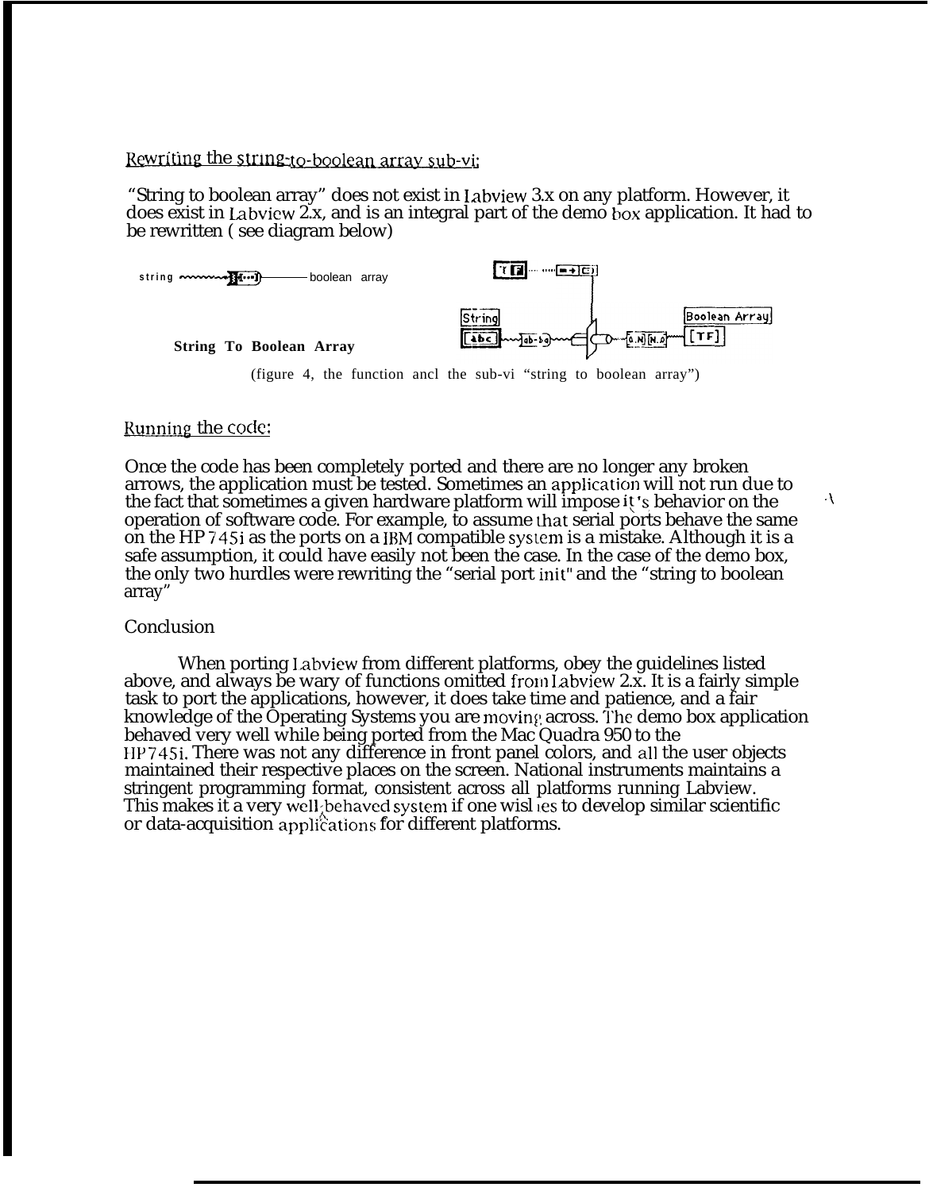## Rewriting the string-to-boolean array sub-vi:

"String to boolean array" does not exist in Labview 3.x on any platform. However, it does exist in Labview 2.x, and is an integral part of the demo box application. It had to be rewritten ( see diagram below)

string boolean array

**String To Boolean Array**

(figure 4, the function ancl the sub-vi "string to boolean array")

## Running the code:

Once the code has been completely ported and there are no longer any broken arrows, the application must be tested. Sometimes an application will not run due to the fact that sometimes a given hardware platform will impose it's behavior on the operation of software code. For example, to assume that serial ports behave the same on the HP 745i as the ports on a IBM compatible system is a mistake. Although it is a safe assumption, it could have easily not been the case. In the case of the demo box, the only two hurdles were rewriting the "serial port init" and the "string to boolean array"

## Conclusion

When porting Labview from different platforms, obey the guidelines listed above, and always be wary of functions omitted from Labview 2.x. It is a fairly simple task to port the applications, however, it does take time and patience, and a fair knowledge of the Operating Systems you are moving across. The demo box application behaved very well while being ported from the Mac Quadra 950 to the HP 745i. There was not any difference in front panel colors, and all the user objects maintained their respective places on the screen. National instruments maintains a stringent programming format, consistent across all platforms running Labview. This makes it a very well behaved system if one wishes to develop similar scientific or data-acquisition applications for different platforms.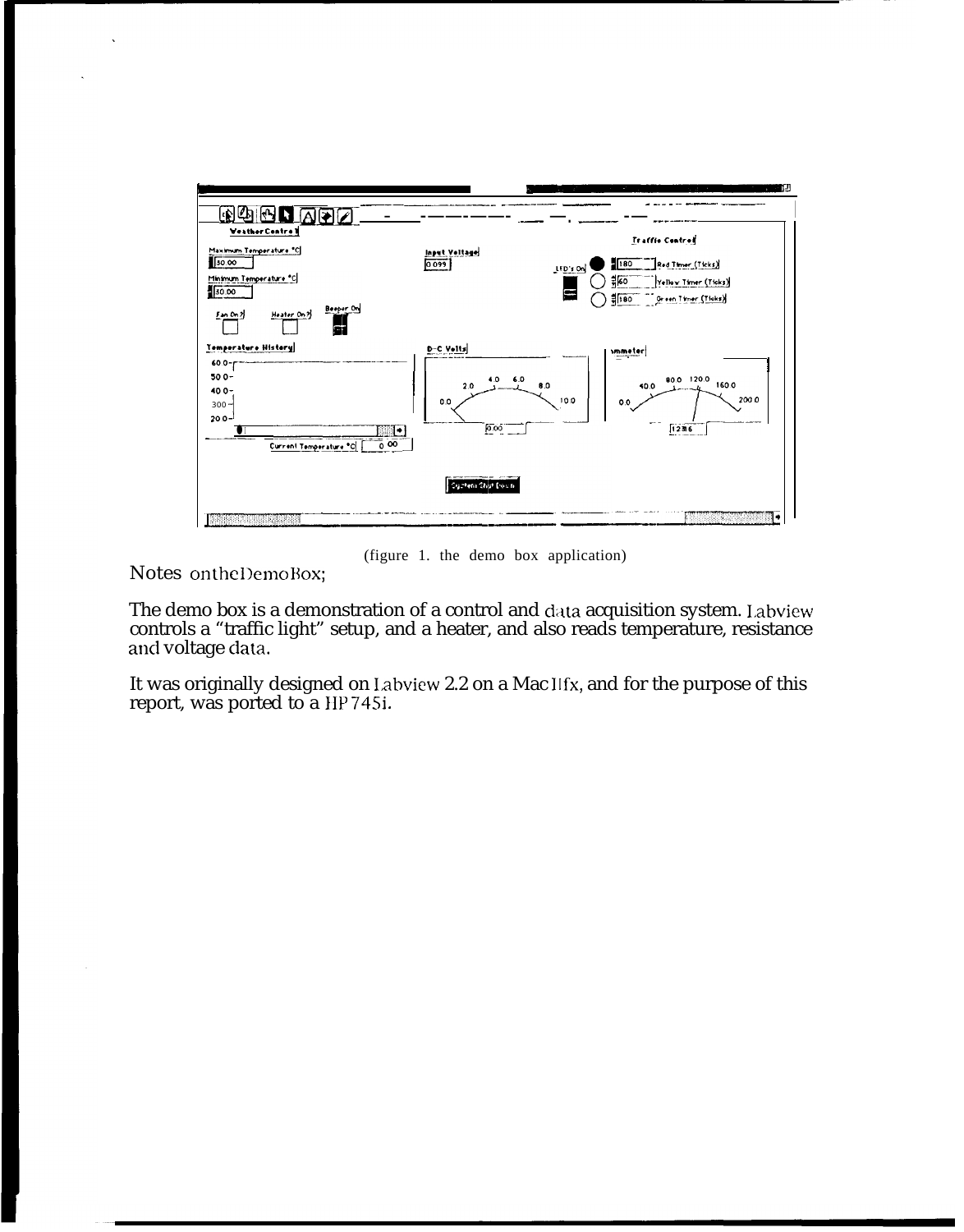(figure 1. the demo box application)

Notes on the DemoBox;

The demo box is a demonstration of a control and data acquisition system. Labview controls a "traffic light" setup, and a heater, and also reads temperature, resistance and voltage data.

It was originally designed on Labview 2.2 on a Mac IIfx, and for the purpose of this report, was ported to a HP745i.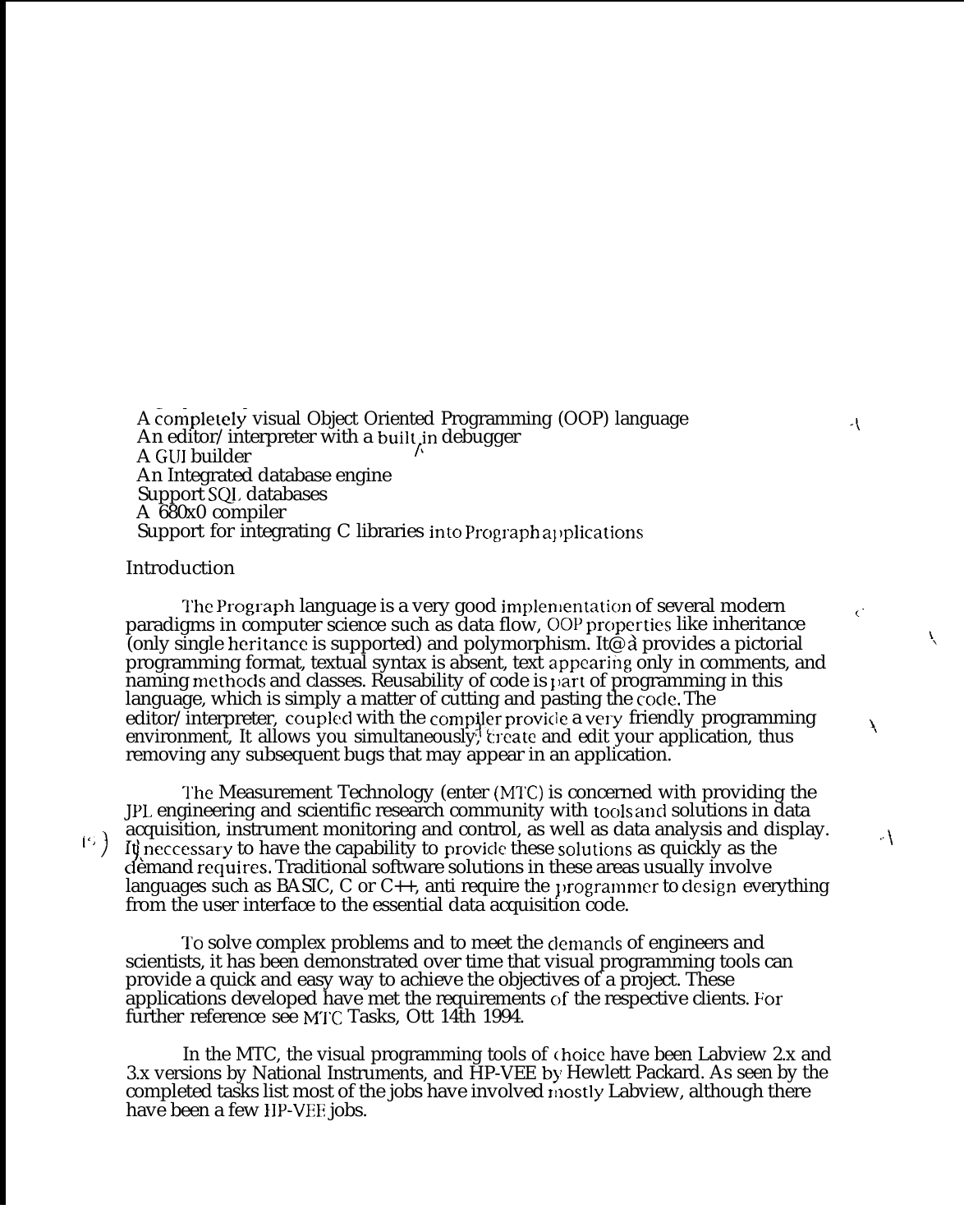- A completely visual Object Oriented Programming (OOP) language
- An editor/ interpreter with a built in debugger
- A GUI builder
- An Integrated database engine
- Support SQL databases
- A 680x0 compiler
- Support for integrating C libraries into Prograph applications

## Introduction

The Prograph language is a very good implementation of several modern paradigms in computer science such as data flow, OOP properties like inheritance (only single heritance is supported) and polymorphism. It@ a provides a pictorial programming format, textual syntax is absent, text appearing only in comments, and naming methods and classes. Reusability of code is part of programming in this language, which is simply a matter of cutting and pasting the code. The editor/ interpreter, coupled with the compiler provide a very friendly programming environment, It allows you simultaneously, create and edit your application, thus removing any subsequent bugs that may appear in an application.

The Measurement Technology (enter (MTC) is concerned with providing the JPL engineering and scientific research community with tools and solutions in data acquisition, instrument monitoring and control, as well as data analysis and display. It neccessary to have the capability to provide these solutions as quickly as the demand requires. Traditional software solutions in these areas usually involve languages such as BASIC, C or C++, anti require the programmer to design everything from the user interface to the essential data acquisition code.

To solve complex problems and to meet the demands of engineers and scientists, it has been demonstrated over time that visual programming tools can provide a quick and easy way to achieve the objectives of a project. These applications developed have met the requirements of the respective clients. For further reference see MTC Tasks, Ott 14th 1994.

In the MTC, the visual programming tools of choice have been Labview 2.x and 3.x versions by National Instruments, and HP-VEE by Hewlett Packard. As seen by the completed tasks list most of the jobs have involved mostly Labview, although there have been a few HP-VEE jobs.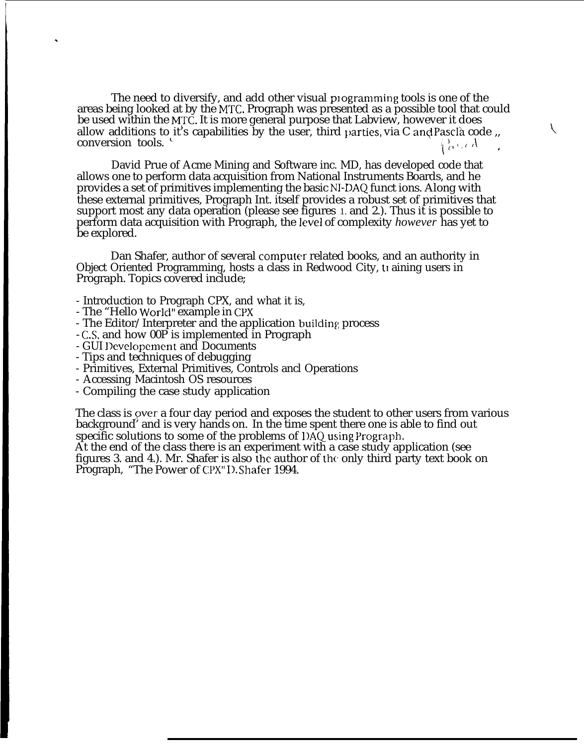The need to diversify, and add other visual programming tools is one of the areas being looked at by the MTC. Prograph was presented as a possible tool that could be used within the MTC. It is more general purpose that Labview, however it does allow additions to it's capabilities by the user, third parties, via C and Pascla code ,, conversion tools. Pascal

David Prue of Acme Mining and Software inc. MD, has developed code that allows one to perform data acquisition from National Instruments Boards, and he provides a set of primitives implementing the basic NI-DAQ funct ions. Along with these external primitives, Prograph Int. itself provides a robust set of primitives that support most any data operation (please see figures 1. and 2.). Thus it is possible to perform data acquisition with Prograph, the level of complexity *however* has yet to be explored.

Dan Shafer, author of several computer related books, and an authority in Object Oriented Programming, hosts a class in Redwood City, training users in Prograph. Topics covered include;

- Introduction to Prograph CPX, and what it is,
- The "Hello World" example in CPX
- The Editor/ Interpreter and the application building process
- C.S. and how 00P is implemented in Prograph
- GUI Developement and Documents
- Tips and techniques of debugging
- Primitives, External Primitives, Controls ancl Operations
- Accessing Macintosh OS resources
- Compiling the case study application

The class is over a four day period and exposes the student to other users from various background' and is very hands on. In the time spent there one is able to find out specific solutions to some of the problems of DAQ using Prograph.
At the end of the class there is an experiment with a case study application (see figures 3. and 4.). Mr. Shafer is also the author of the only third party text book on Prograph, "The Power of CPX" D. Shafer 1994.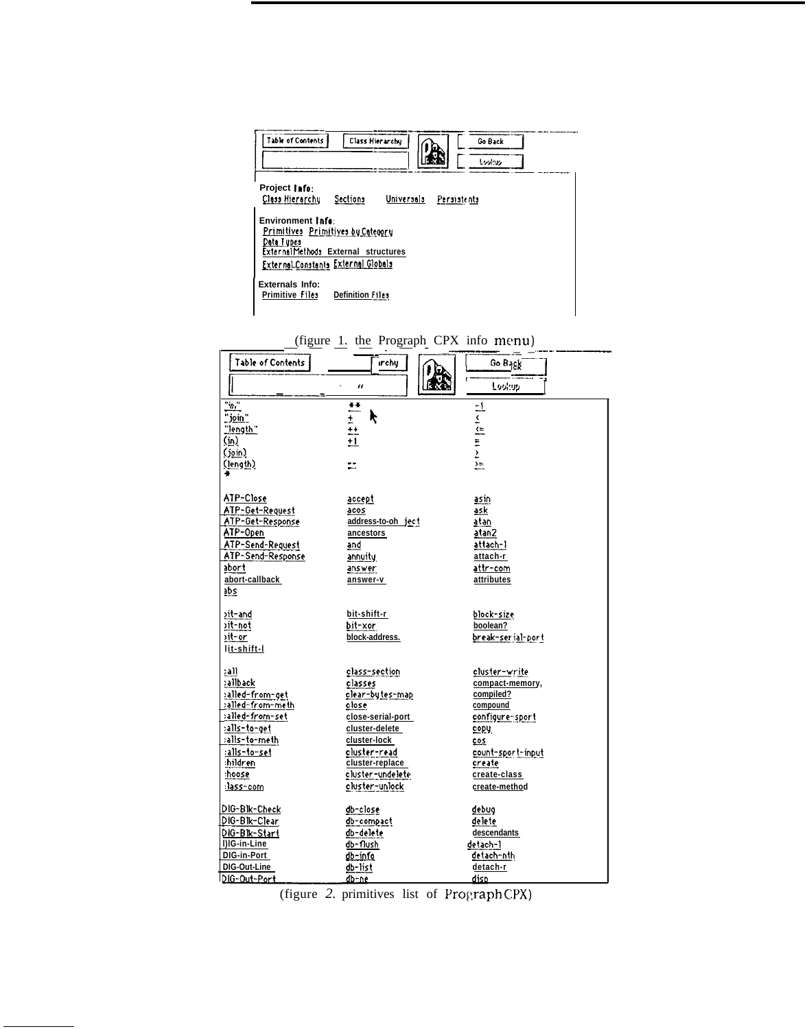Table of Contents | Class Hierarchy | Go Back | Lookup

**Project Info:**
Class Hierarchy Sections Universals Persistents

**Environment Info:**
Primitives Primitives by Category
Data Types
External Methods External structures
External Constants External Globals

**Externals Info:**
Primitive Files Definition Files

(figure 1. the Prograph CPX info menu)

Table of Contents | rchy | Go Back | Lookup

| | | |
|---|---|---|
| "in" | ** | -1 |
| "join" | + | < |
| "length" | ++ | <= |
| (in) | +1 | = |
| (join) | | > |
| (length) | -- | >= |
| * | | |
| ATP-Close | accept | asin |
| ATP-Get-Request | acos | ask |
| ATP-Get-Response | address-to-oh ject | atan |
| ATP-Open | ancestors | atan2 |
| ATP-Send-Request | and | attach-l |
| ATP-Send-Response | annuity | attach-r |
| abort | answer | attr-com |
| abort-callback | answer-v | attributes |
| abs | | |
| bit-and | bit-shift-r | block-size |
| bit-not | bit-xor | boolean? |
| bit-or | block-address. | break-serial-port |
| bit-shift-l | | |
| call | class-section | cluster-write |
| callback | classes | compact-memory, |
| called-from-get | clear-bytes-map | compiled? |
| called-from-meth | close | compound |
| called-from-set | close-serial-port | configure-sport |
| calls-to-get | cluster-delete | copy |
| calls-to-meth | cluster-lock | cos |
| calls-to-set | cluster-read | count-sport-input |
| children | cluster-replace | create |
| choose | cluster-undelete | create-class |
| class-com | cluster-unlock | create-method |
| DIG-Blk-Check | db-close | debug |
| DIG-Blk-Clear | db-compact | delete |
| DIG-Blk-Start | db-delete | descendants |
| DIG-in-Line | db-flush | detach-l |
| DIG-in-Port | db-info | detach-nth |
| DIG-Out-Line | db-list | detach-r |
| DIG-Out-Port | db-ne | disp |

(figure 2. primitives list of Prograph CPX)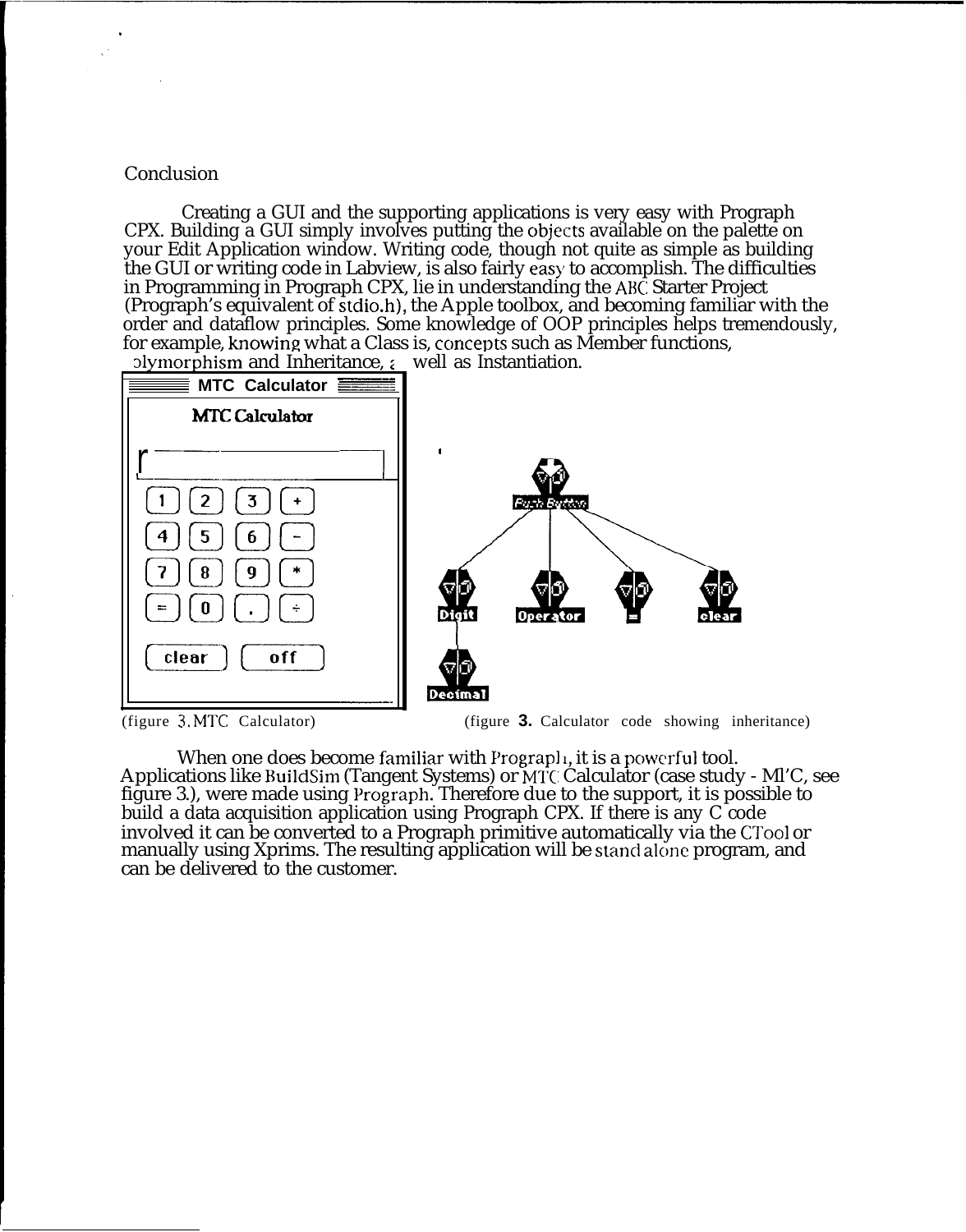## Conclusion

Creating a GUI and the supporting applications is very easy with Prograph CPX. Building a GUI simply involves putting the objects available on the palette on your Edit Application window. Writing code, though not quite as simple as building the GUI or writing code in Labview, is also fairly easy to accomplish. The difficulties in Programming in Prograph CPX, lie in understanding the ABC Starter Project (Prograph's equivalent of stdio.h), the Apple toolbox, and becoming familiar with the order and dataflow principles. Some knowledge of OOP principles helps tremendously, for example, knowing what a Class is, concepts such as Member functions, olymorphism and Inheritance, a well as Instantiation.

(figure 3. MTC Calculator) (figure 3. Calculator code showing inheritance)

When one does become familiar with Prograph, it is a powerful tool. Applications like BuildSim (Tangent Systems) or MTC Calculator (case study - MTC, see figure 3.), were made using Prograph. Therefore due to the support, it is possible to build a data acquisition application using Prograph CPX. If there is any C code involved it can be converted to a Prograph primitive automatically via the CTool or manually using Xprims. The resulting application will be stand alone program, and can be delivered to the customer.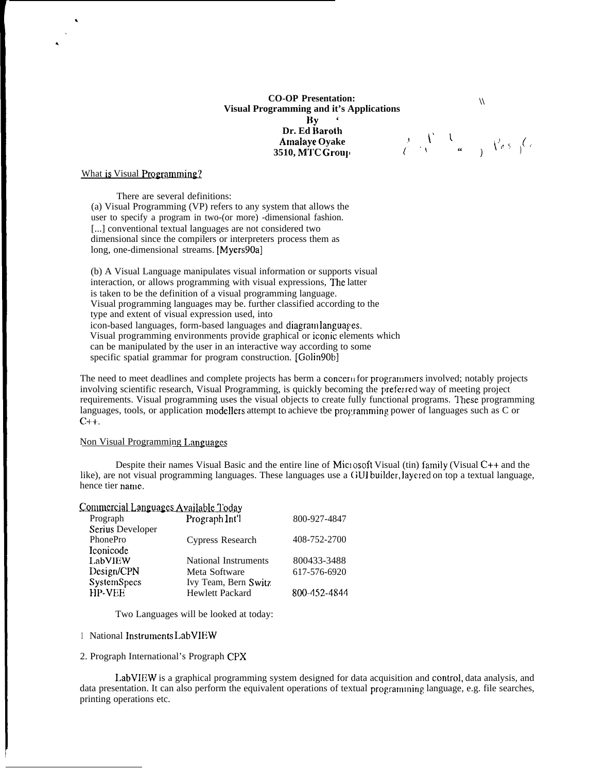**CO-OP Presentation:**
**Visual Programming and it's Applications**
**By**
**Dr. Ed Baroth**
**Amalaye Oyake**
**3510, MTC Group**

What is Visual Programming?

There are several definitions:

(a) Visual Programming (VP) refers to any system that allows the user to specify a program in two-(or more) -dimensional fashion. [...] conventional textual languages are not considered two dimensional since the compilers or interpreters process them as long, one-dimensional streams. [Myers90a]

(b) A Visual Language manipulates visual information or supports visual interaction, or allows programming with visual expressions, The latter is taken to be the definition of a visual programming language. Visual programming languages may be. further classified according to the type and extent of visual expression used, into icon-based languages, form-based languages and diagram languages. Visual programming environments provide graphical or iconic elements which can be manipulated by the user in an interactive way according to some specific spatial grammar for program construction. [Golin90b]

The need to meet deadlines and complete projects has berm a concern for programmers involved; notably projects involving scientific research, Visual Programming, is quickly becoming the preferred way of meeting project requirements. Visual programming uses the visual objects to create fully functional programs. These programming languages, tools, or application modellers attempt to achieve tbe programming power of languages such as C or C++.

Non Visual Programming Languages

Despite their names Visual Basic and the entire line of Microsoft Visual (tin) family (Visual C++ and the like), are not visual programming languages. These languages use a GUI builder, layered on top a textual language, hence tier name.

Commercial Languages Available Today

| | | |
|---|---|---|
| Prograph | Prograph Int'l | 800-927-4847 |
| Serius Developer | | |
| PhonePro | Cypress Research | 408-752-2700 |
| Iconicode | | |
| LabVIEW | National Instruments | 800433-3488 |
| Design/CPN | Meta Software | 617-576-6920 |
| SystemSpecs | Ivy Team, Bern Switz | |
| HP-VEE | Hewlett Packard | 800-452-4844 |

Two Languages will be looked at today:

1 National Instruments LabVIEW

2. Prograph International's Prograph CPX

LabVIEW is a graphical programming system designed for data acquisition and control, data analysis, and data presentation. It can also perform the equivalent operations of textual programming language, e.g. file searches, printing operations etc.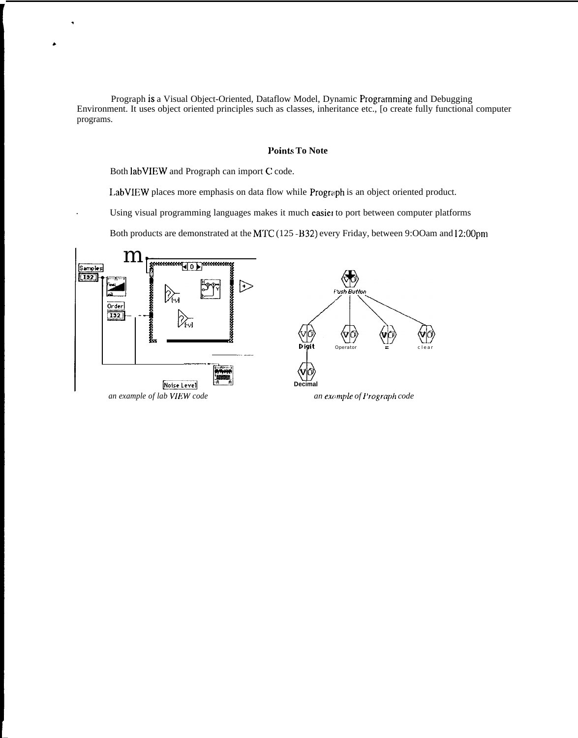Prograph is a Visual Object-Oriented, Dataflow Model, Dynamic Programming and Debugging Environment. It uses object oriented principles such as classes, inheritance etc., [o create fully functional computer programs.

**Points To Note**

Both labVIEW and Prograph can import C code.

LabVIEW places more emphasis on data flow while Prograph is an object oriented product.

Using visual programming languages makes it much easier to port between computer platforms

Both products are demonstrated at the MTC (125 -B32) every Friday, between 9:OOam and 12:00pm

Samples
I32
Order
I32
Noise Level

*an example of lab VIEW code*

Push Button
Digit
Operator
=
clear
Decimal

*an example of Prograph code*